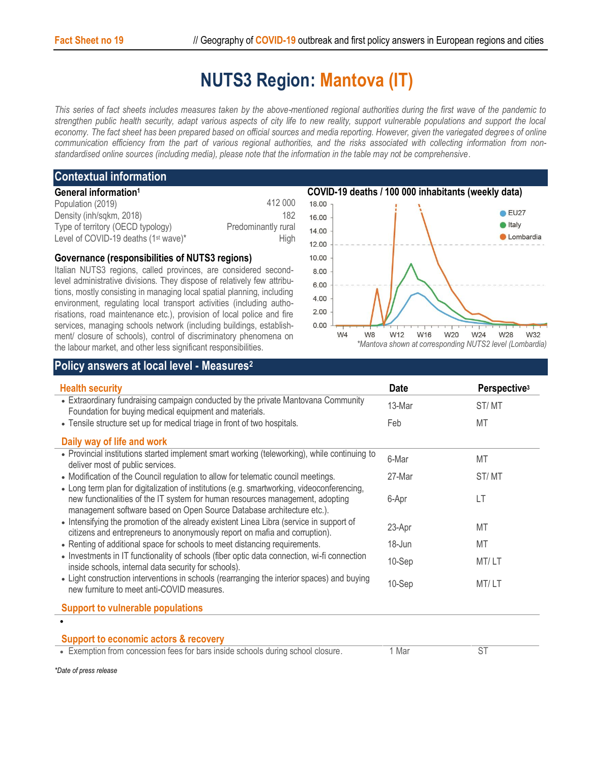# NUTS3 Region: Mantova (IT)

*This series of fact sheets includes measures taken by the above-mentioned regional authorities during the first wave of the pandemic to strengthen public health security, adapt various aspects of city life to new reality, support vulnerable populations and support the local economy. The fact sheet has been prepared based on official sources and media reporting. However, given the variegated degrees of online communication efficiency from the part of various regional authorities, and the risks associated with collecting information from non-standardised online sources (including media), please note that the information in the table may not be comprehensive.*

## Contextual information

### General information[1]

| | |
|---|---|
| Population (2019) | 412 000 |
| Density (inh/sqkm, 2018) | 182 |
| Type of territory (OECD typology) | Predominantly rural |
| Level of COVID-19 deaths (1st wave)* | High |

### Governance (responsibilities of NUTS3 regions)

Italian NUTS3 regions, called provinces, are considered second-level administrative divisions. They dispose of relatively few attributions, mostly consisting in managing local spatial planning, including environment, regulating local transport activities (including authorisations, road maintenance etc.), provision of local police and fire services, managing schools network (including buildings, establishment/ closure of schools), control of discriminatory phenomena on the labour market, and other less significant responsibilities.

### COVID-19 deaths / 100 000 inhabitants (weekly data)

*Mantova shown at corresponding NUTS2 level (Lombardia)

## Policy answers at local level - Measures[2]

| Health security | Date | Perspective[3] |
|---|---|---|
| • Extraordinary fundraising campaign conducted by the private Mantovana Community Foundation for buying medical equipment and materials. | 13-Mar | ST/ MT |
| • Tensile structure set up for medical triage in front of two hospitals. | Feb | MT |
| **Daily way of life and work** | | |
| • Provincial institutions started implement smart working (teleworking), while continuing to deliver most of public services. | 6-Mar | MT |
| • Modification of the Council regulation to allow for telematic council meetings. | 27-Mar | ST/ MT |
| • Long term plan for digitalization of institutions (e.g. smartworking, videoconferencing, new functionalities of the IT system for human resources management, adopting management software based on Open Source Database architecture etc.). | 6-Apr | LT |
| • Intensifying the promotion of the already existent Linea Libra (service in support of citizens and entrepreneurs to anonymously report on mafia and corruption). | 23-Apr | MT |
| • Renting of additional space for schools to meet distancing requirements. | 18-Jun | MT |
| • Investments in IT functionality of schools (fiber optic data connection, wi-fi connection inside schools, internal data security for schools). | 10-Sep | MT/ LT |
| • Light construction interventions in schools (rearranging the interior spaces) and buying new furniture to meet anti-COVID measures. | 10-Sep | MT/ LT |
| **Support to vulnerable populations** | | |
| • | | |
| **Support to economic actors & recovery** | | |
| • Exemption from concession fees for bars inside schools during school closure. | 1 Mar | ST |

*Date of press release*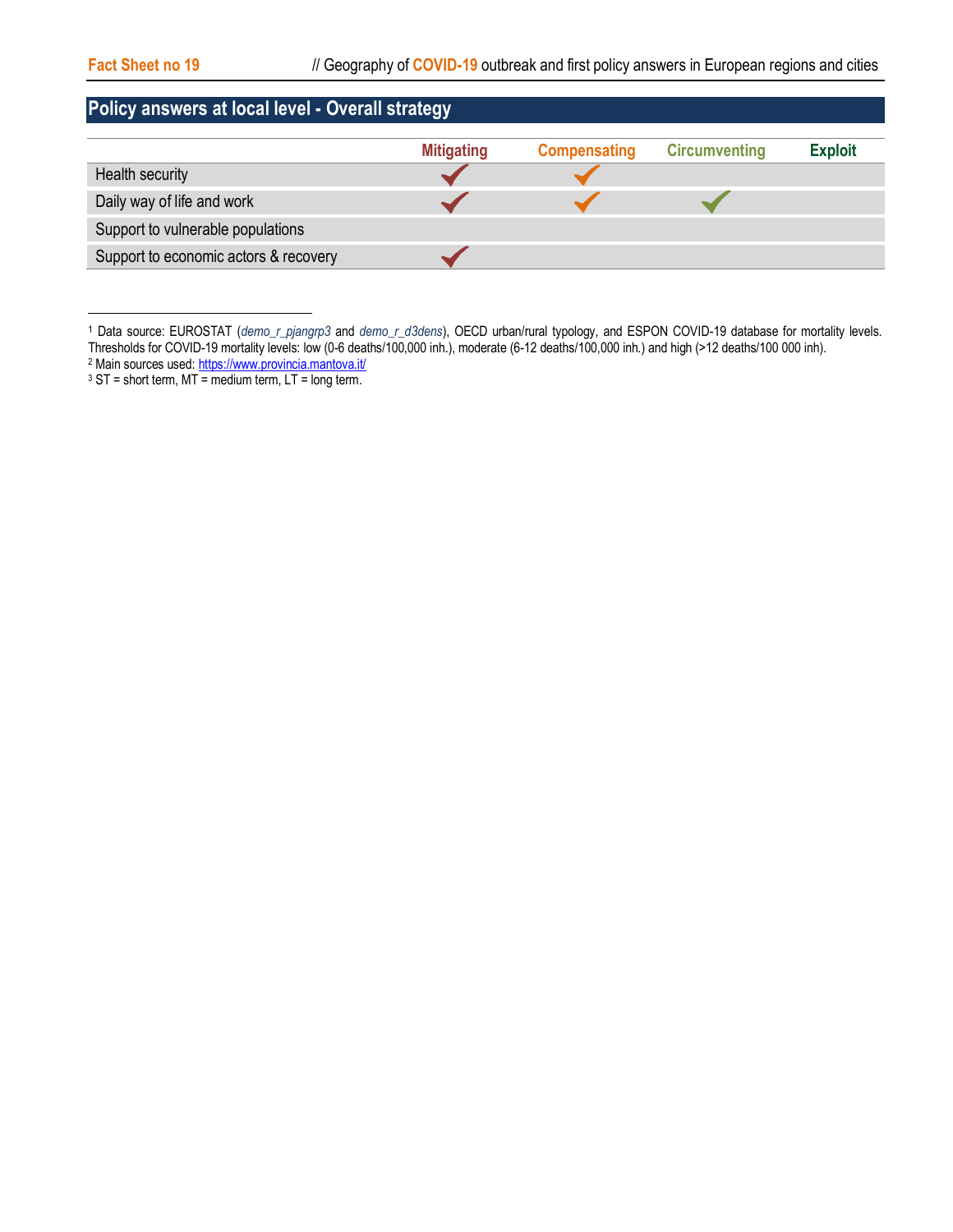## Policy answers at local level - Overall strategy

| | Mitigating | Compensating | Circumventing | Exploit |
|---|---|---|---|---|
| Health security | ✓ | ✓ | | |
| Daily way of life and work | ✓ | ✓ | ✓ | |
| Support to vulnerable populations | | | | |
| Support to economic actors & recovery | ✓ | | | |

---

[1] Data source: EUROSTAT (*demo_r_pjangrp3* and *demo_r_d3dens*), OECD urban/rural typology, and ESPON COVID-19 database for mortality levels. Thresholds for COVID-19 mortality levels: low (0-6 deaths/100,000 inh.), moderate (6-12 deaths/100,000 inh.) and high (>12 deaths/100 000 inh).

[2] Main sources used: https://www.provincia.mantova.it/

[3] ST = short term, MT = medium term, LT = long term.